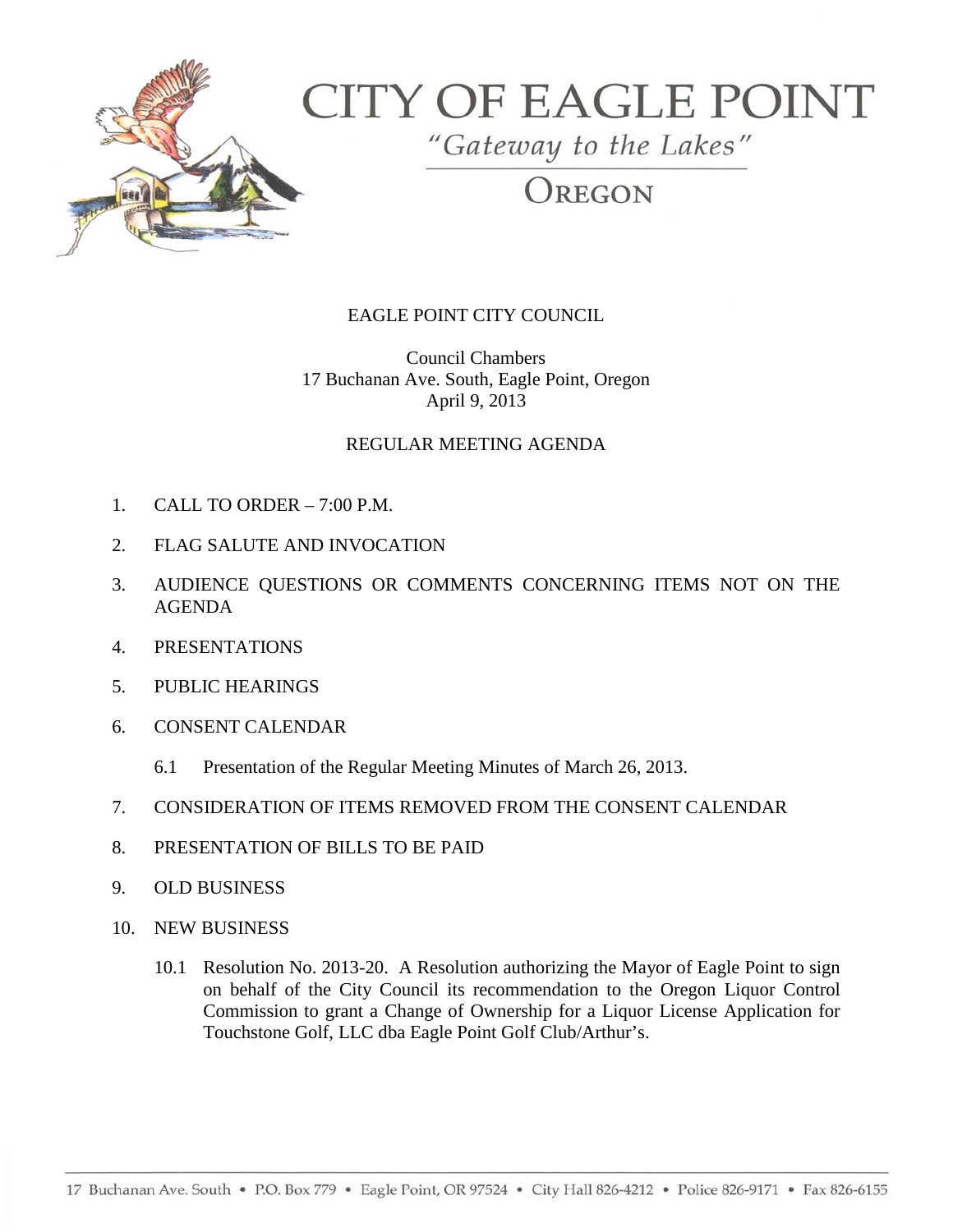# CITY OF EAGLE POINT

*"Gateway to the Lakes"*

OREGON

## EAGLE POINT CITY COUNCIL

Council Chambers
17 Buchanan Ave. South, Eagle Point, Oregon
April 9, 2013

## REGULAR MEETING AGENDA

1. CALL TO ORDER – 7:00 P.M.
2. FLAG SALUTE AND INVOCATION
3. AUDIENCE QUESTIONS OR COMMENTS CONCERNING ITEMS NOT ON THE AGENDA
4. PRESENTATIONS
5. PUBLIC HEARINGS
6. CONSENT CALENDAR
   - 6.1 Presentation of the Regular Meeting Minutes of March 26, 2013.
7. CONSIDERATION OF ITEMS REMOVED FROM THE CONSENT CALENDAR
8. PRESENTATION OF BILLS TO BE PAID
9. OLD BUSINESS
10. NEW BUSINESS
    - 10.1 Resolution No. 2013-20. A Resolution authorizing the Mayor of Eagle Point to sign on behalf of the City Council its recommendation to the Oregon Liquor Control Commission to grant a Change of Ownership for a Liquor License Application for Touchstone Golf, LLC dba Eagle Point Golf Club/Arthur's.

17 Buchanan Ave. South • P.O. Box 779 • Eagle Point, OR 97524 • City Hall 826-4212 • Police 826-9171 • Fax 826-6155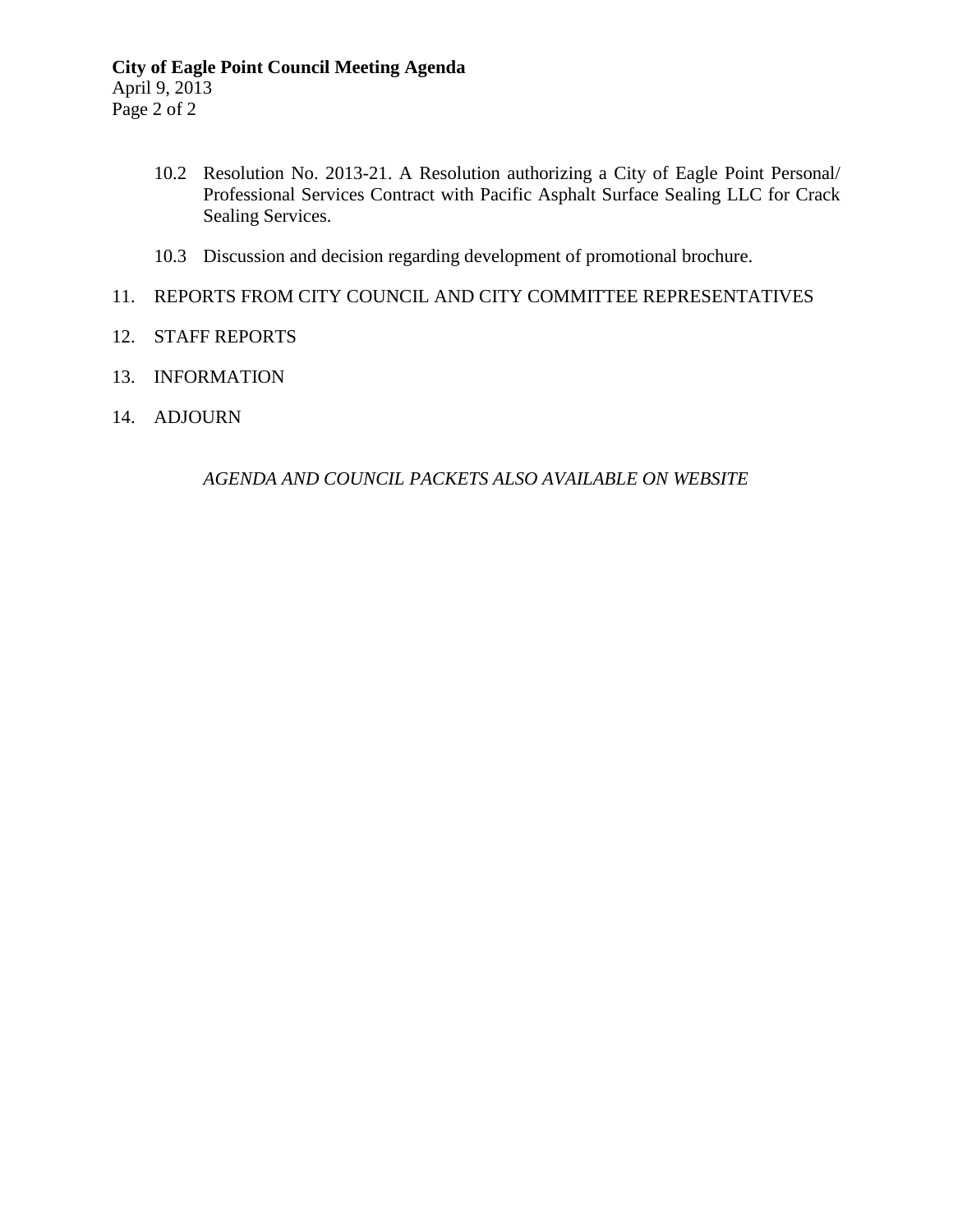10.2 Resolution No. 2013-21. A Resolution authorizing a City of Eagle Point Personal/ Professional Services Contract with Pacific Asphalt Surface Sealing LLC for Crack Sealing Services.

10.3 Discussion and decision regarding development of promotional brochure.

11. REPORTS FROM CITY COUNCIL AND CITY COMMITTEE REPRESENTATIVES

12. STAFF REPORTS

13. INFORMATION

14. ADJOURN

*AGENDA AND COUNCIL PACKETS ALSO AVAILABLE ON WEBSITE*